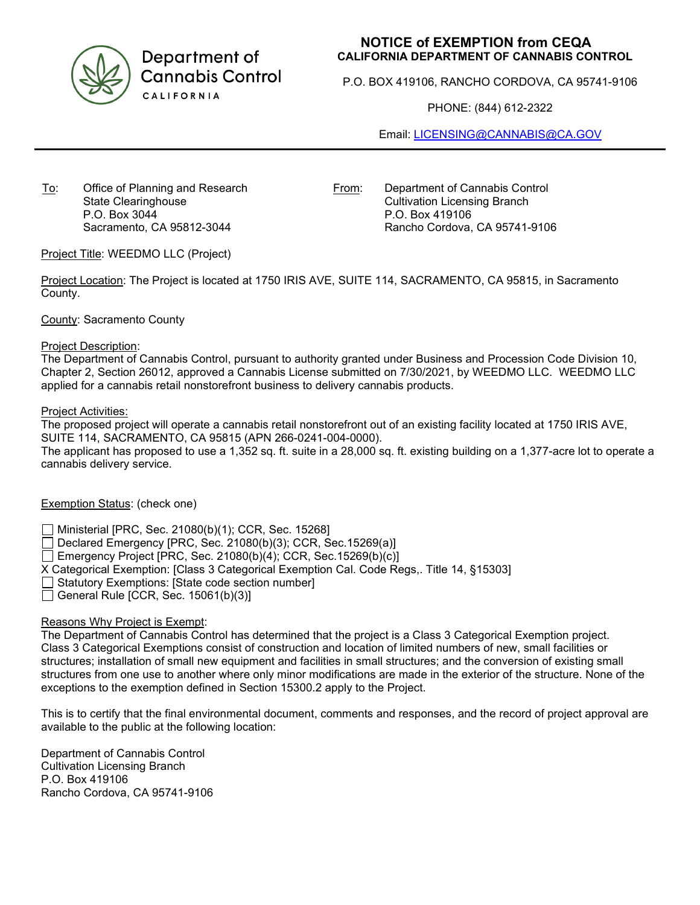Department of Cannabis Control
CALIFORNIA

# NOTICE of EXEMPTION from CEQA

**CALIFORNIA DEPARTMENT OF CANNABIS CONTROL**

P.O. BOX 419106, RANCHO CORDOVA, CA 95741-9106

PHONE: (844) 612-2322

Email: LICENSING@CANNABIS@CA.GOV

---

To: Office of Planning and Research
State Clearinghouse
P.O. Box 3044
Sacramento, CA 95812-3044

From: Department of Cannabis Control
Cultivation Licensing Branch
P.O. Box 419106
Rancho Cordova, CA 95741-9106

Project Title: WEEDMO LLC (Project)

Project Location: The Project is located at 1750 IRIS AVE, SUITE 114, SACRAMENTO, CA 95815, in Sacramento County.

County: Sacramento County

Project Description:
The Department of Cannabis Control, pursuant to authority granted under Business and Procession Code Division 10, Chapter 2, Section 26012, approved a Cannabis License submitted on 7/30/2021, by WEEDMO LLC. WEEDMO LLC applied for a cannabis retail nonstorefront business to delivery cannabis products.

Project Activities:
The proposed project will operate a cannabis retail nonstorefront out of an existing facility located at 1750 IRIS AVE, SUITE 114, SACRAMENTO, CA 95815 (APN 266-0241-004-0000).
The applicant has proposed to use a 1,352 sq. ft. suite in a 28,000 sq. ft. existing building on a 1,377-acre lot to operate a cannabis delivery service.

Exemption Status: (check one)

- ☐ Ministerial [PRC, Sec. 21080(b)(1); CCR, Sec. 15268]
- ☐ Declared Emergency [PRC, Sec. 21080(b)(3); CCR, Sec.15269(a)]
- ☐ Emergency Project [PRC, Sec. 21080(b)(4); CCR, Sec.15269(b)(c)]
- X Categorical Exemption: [Class 3 Categorical Exemption Cal. Code Regs,. Title 14, §15303]
- ☐ Statutory Exemptions: [State code section number]
- ☐ General Rule [CCR, Sec. 15061(b)(3)]

Reasons Why Project is Exempt:
The Department of Cannabis Control has determined that the project is a Class 3 Categorical Exemption project. Class 3 Categorical Exemptions consist of construction and location of limited numbers of new, small facilities or structures; installation of small new equipment and facilities in small structures; and the conversion of existing small structures from one use to another where only minor modifications are made in the exterior of the structure. None of the exceptions to the exemption defined in Section 15300.2 apply to the Project.

This is to certify that the final environmental document, comments and responses, and the record of project approval are available to the public at the following location:

Department of Cannabis Control
Cultivation Licensing Branch
P.O. Box 419106
Rancho Cordova, CA 95741-9106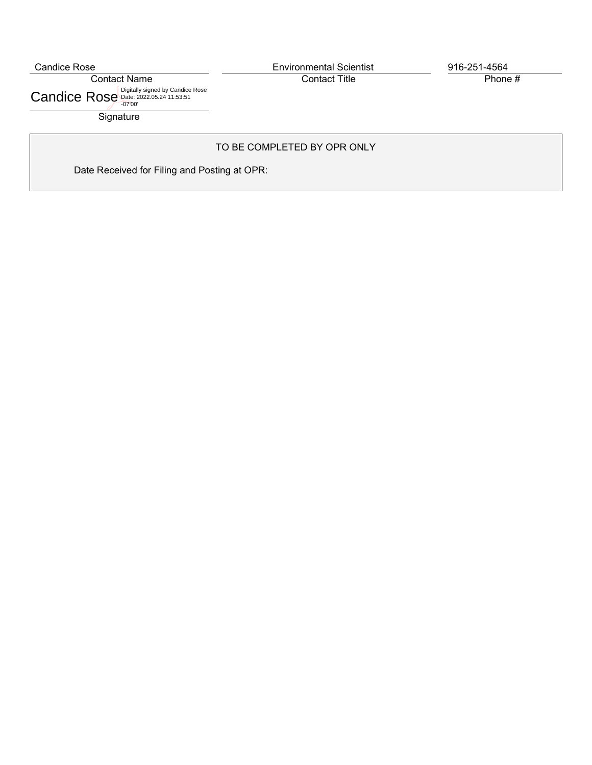| Candice Rose | Environmental Scientist | 916-251-4564 |
| --- | --- | --- |
| Contact Name | Contact Title | Phone # |

Candice Rose Digitally signed by Candice Rose Date: 2022.05.24 11:53:51 -07'00'

Signature

TO BE COMPLETED BY OPR ONLY

Date Received for Filing and Posting at OPR: